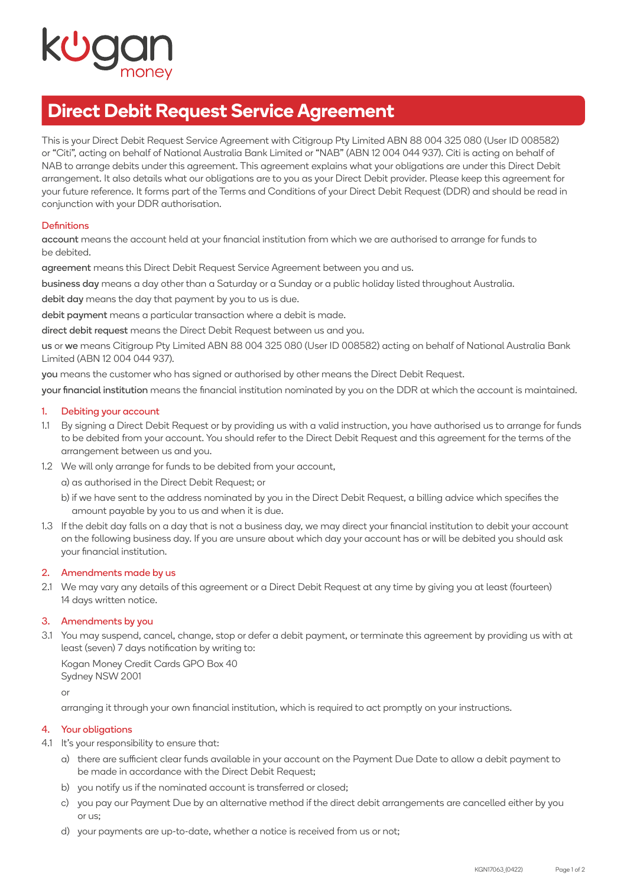kogan money

# Direct Debit Request Service Agreement

This is your Direct Debit Request Service Agreement with Citigroup Pty Limited ABN 88 004 325 080 (User ID 008582) or "Citi", acting on behalf of National Australia Bank Limited or "NAB" (ABN 12 004 044 937). Citi is acting on behalf of NAB to arrange debits under this agreement. This agreement explains what your obligations are under this Direct Debit arrangement. It also details what our obligations are to you as your Direct Debit provider. Please keep this agreement for your future reference. It forms part of the Terms and Conditions of your Direct Debit Request (DDR) and should be read in conjunction with your DDR authorisation.

## Definitions

**account** means the account held at your financial institution from which we are authorised to arrange for funds to be debited.

**agreement** means this Direct Debit Request Service Agreement between you and us.

**business day** means a day other than a Saturday or a Sunday or a public holiday listed throughout Australia.

**debit day** means the day that payment by you to us is due.

**debit payment** means a particular transaction where a debit is made.

**direct debit request** means the Direct Debit Request between us and you.

**us** or **we** means Citigroup Pty Limited ABN 88 004 325 080 (User ID 008582) acting on behalf of National Australia Bank Limited (ABN 12 004 044 937).

**you** means the customer who has signed or authorised by other means the Direct Debit Request.

**your financial institution** means the financial institution nominated by you on the DDR at which the account is maintained.

## 1. Debiting your account

1.1 By signing a Direct Debit Request or by providing us with a valid instruction, you have authorised us to arrange for funds to be debited from your account. You should refer to the Direct Debit Request and this agreement for the terms of the arrangement between us and you.

1.2 We will only arrange for funds to be debited from your account,

a) as authorised in the Direct Debit Request; or

b) if we have sent to the address nominated by you in the Direct Debit Request, a billing advice which specifies the amount payable by you to us and when it is due.

1.3 If the debit day falls on a day that is not a business day, we may direct your financial institution to debit your account on the following business day. If you are unsure about which day your account has or will be debited you should ask your financial institution.

## 2. Amendments made by us

2.1 We may vary any details of this agreement or a Direct Debit Request at any time by giving you at least (fourteen) 14 days written notice.

## 3. Amendments by you

3.1 You may suspend, cancel, change, stop or defer a debit payment, or terminate this agreement by providing us with at least (seven) 7 days notification by writing to:

Kogan Money Credit Cards GPO Box 40
Sydney NSW 2001

or

arranging it through your own financial institution, which is required to act promptly on your instructions.

## 4. Your obligations

4.1 It's your responsibility to ensure that:

a) there are sufficient clear funds available in your account on the Payment Due Date to allow a debit payment to be made in accordance with the Direct Debit Request;

b) you notify us if the nominated account is transferred or closed;

c) you pay our Payment Due by an alternative method if the direct debit arrangements are cancelled either by you or us;

d) your payments are up-to-date, whether a notice is received from us or not;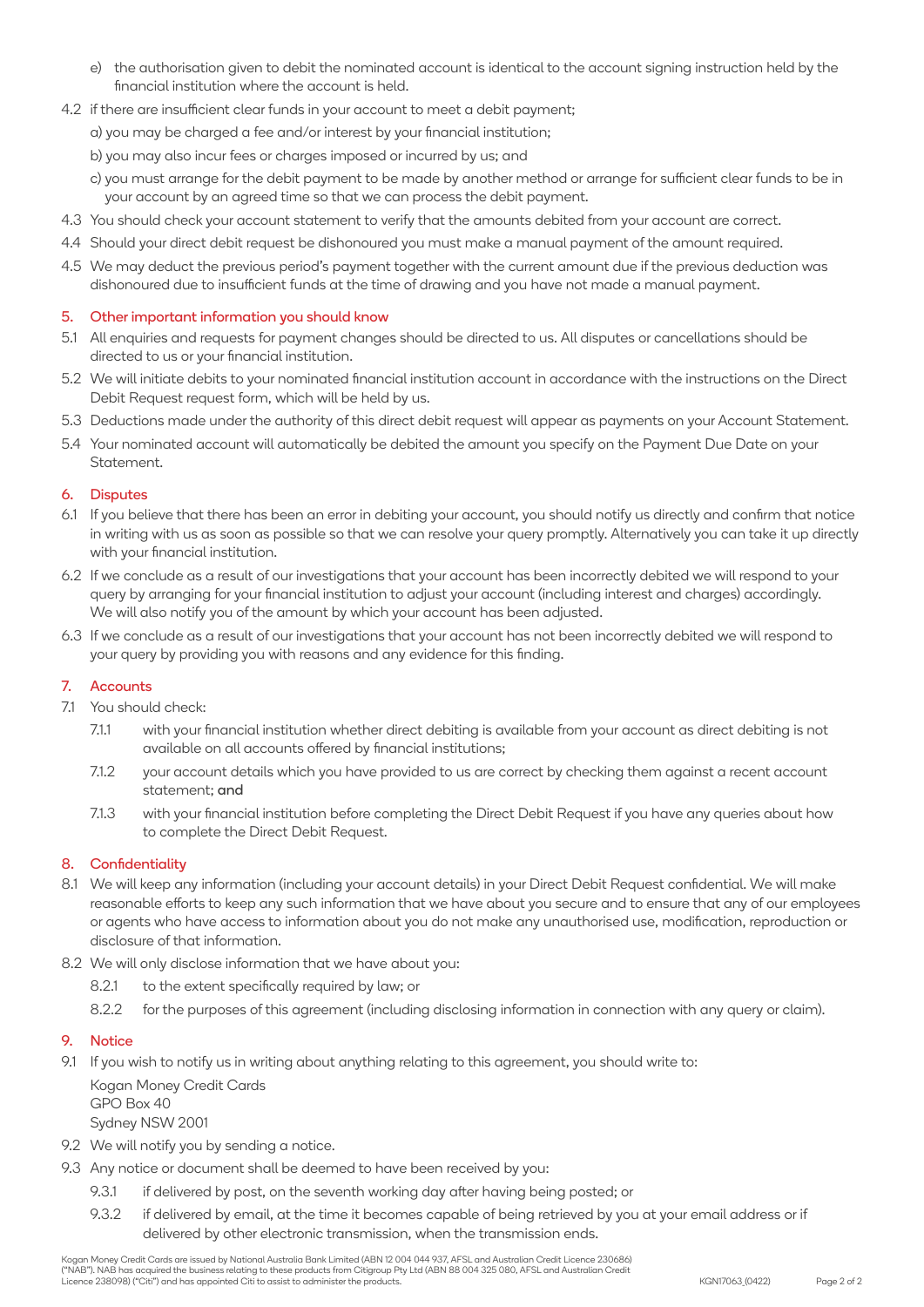e) the authorisation given to debit the nominated account is identical to the account signing instruction held by the financial institution where the account is held.

4.2 if there are insufficient clear funds in your account to meet a debit payment;

a) you may be charged a fee and/or interest by your financial institution;

b) you may also incur fees or charges imposed or incurred by us; and

c) you must arrange for the debit payment to be made by another method or arrange for sufficient clear funds to be in your account by an agreed time so that we can process the debit payment.

4.3 You should check your account statement to verify that the amounts debited from your account are correct.

4.4 Should your direct debit request be dishonoured you must make a manual payment of the amount required.

4.5 We may deduct the previous period's payment together with the current amount due if the previous deduction was dishonoured due to insufficient funds at the time of drawing and you have not made a manual payment.

## 5. Other important information you should know

5.1 All enquiries and requests for payment changes should be directed to us. All disputes or cancellations should be directed to us or your financial institution.

5.2 We will initiate debits to your nominated financial institution account in accordance with the instructions on the Direct Debit Request request form, which will be held by us.

5.3 Deductions made under the authority of this direct debit request will appear as payments on your Account Statement.

5.4 Your nominated account will automatically be debited the amount you specify on the Payment Due Date on your Statement.

## 6. Disputes

6.1 If you believe that there has been an error in debiting your account, you should notify us directly and confirm that notice in writing with us as soon as possible so that we can resolve your query promptly. Alternatively you can take it up directly with your financial institution.

6.2 If we conclude as a result of our investigations that your account has been incorrectly debited we will respond to your query by arranging for your financial institution to adjust your account (including interest and charges) accordingly. We will also notify you of the amount by which your account has been adjusted.

6.3 If we conclude as a result of our investigations that your account has not been incorrectly debited we will respond to your query by providing you with reasons and any evidence for this finding.

## 7. Accounts

7.1 You should check:

7.1.1 with your financial institution whether direct debiting is available from your account as direct debiting is not available on all accounts offered by financial institutions;

7.1.2 your account details which you have provided to us are correct by checking them against a recent account statement; **and**

7.1.3 with your financial institution before completing the Direct Debit Request if you have any queries about how to complete the Direct Debit Request.

## 8. Confidentiality

8.1 We will keep any information (including your account details) in your Direct Debit Request confidential. We will make reasonable efforts to keep any such information that we have about you secure and to ensure that any of our employees or agents who have access to information about you do not make any unauthorised use, modification, reproduction or disclosure of that information.

8.2 We will only disclose information that we have about you:

8.2.1 to the extent specifically required by law; or

8.2.2 for the purposes of this agreement (including disclosing information in connection with any query or claim).

## 9. Notice

9.1 If you wish to notify us in writing about anything relating to this agreement, you should write to:

Kogan Money Credit Cards
GPO Box 40
Sydney NSW 2001

9.2 We will notify you by sending a notice.

9.3 Any notice or document shall be deemed to have been received by you:

9.3.1 if delivered by post, on the seventh working day after having being posted; or

9.3.2 if delivered by email, at the time it becomes capable of being retrieved by you at your email address or if delivered by other electronic transmission, when the transmission ends.

Kogan Money Credit Cards are issued by National Australia Bank Limited (ABN 12 004 044 937, AFSL and Australian Credit Licence 230686) ("NAB"). NAB has acquired the business relating to these products from Citigroup Pty Ltd (ABN 88 004 325 080, AFSL and Australian Credit Licence 238098) ("Citi") and has appointed Citi to assist to administer the products.

KGN17063_(0422)